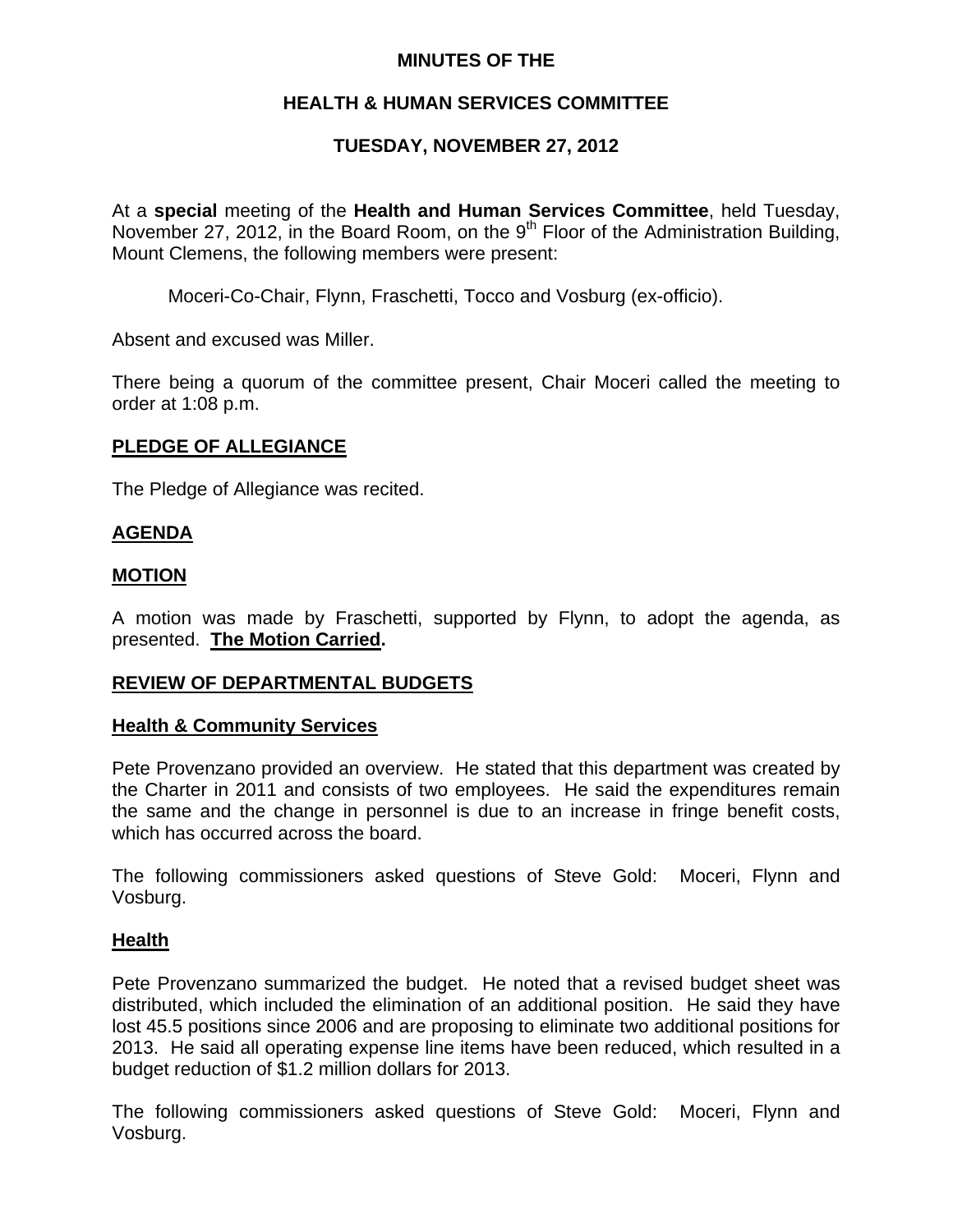**MINUTES OF THE**

**HEALTH & HUMAN SERVICES COMMITTEE**

**TUESDAY, NOVEMBER 27, 2012**

At a **special** meeting of the **Health and Human Services Committee**, held Tuesday, November 27, 2012, in the Board Room, on the 9th Floor of the Administration Building, Mount Clemens, the following members were present:

Moceri-Co-Chair, Flynn, Fraschetti, Tocco and Vosburg (ex-officio).

Absent and excused was Miller.

There being a quorum of the committee present, Chair Moceri called the meeting to order at 1:08 p.m.

## PLEDGE OF ALLEGIANCE

The Pledge of Allegiance was recited.

## AGENDA

## MOTION

A motion was made by Fraschetti, supported by Flynn, to adopt the agenda, as presented. **The Motion Carried.**

## REVIEW OF DEPARTMENTAL BUDGETS

### Health & Community Services

Pete Provenzano provided an overview. He stated that this department was created by the Charter in 2011 and consists of two employees. He said the expenditures remain the same and the change in personnel is due to an increase in fringe benefit costs, which has occurred across the board.

The following commissioners asked questions of Steve Gold: Moceri, Flynn and Vosburg.

### Health

Pete Provenzano summarized the budget. He noted that a revised budget sheet was distributed, which included the elimination of an additional position. He said they have lost 45.5 positions since 2006 and are proposing to eliminate two additional positions for 2013. He said all operating expense line items have been reduced, which resulted in a budget reduction of $1.2 million dollars for 2013.

The following commissioners asked questions of Steve Gold: Moceri, Flynn and Vosburg.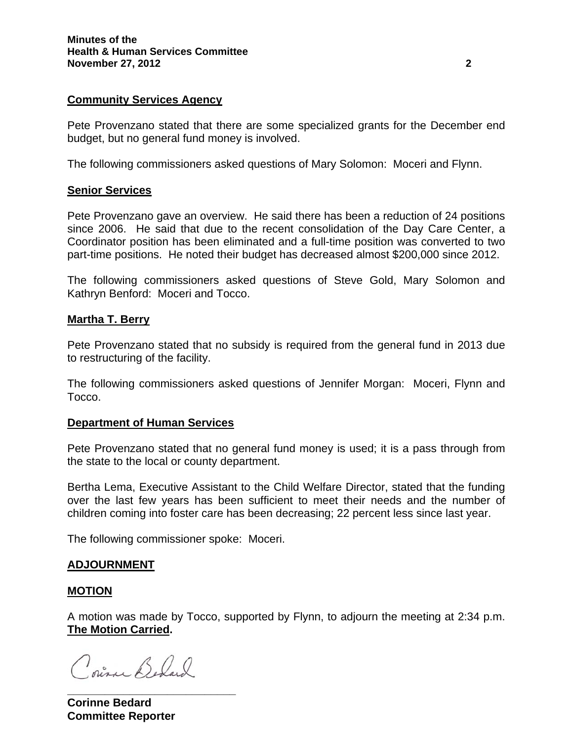**Community Services Agency**

Pete Provenzano stated that there are some specialized grants for the December end budget, but no general fund money is involved.

The following commissioners asked questions of Mary Solomon: Moceri and Flynn.

**Senior Services**

Pete Provenzano gave an overview. He said there has been a reduction of 24 positions since 2006. He said that due to the recent consolidation of the Day Care Center, a Coordinator position has been eliminated and a full-time position was converted to two part-time positions. He noted their budget has decreased almost $200,000 since 2012.

The following commissioners asked questions of Steve Gold, Mary Solomon and Kathryn Benford: Moceri and Tocco.

**Martha T. Berry**

Pete Provenzano stated that no subsidy is required from the general fund in 2013 due to restructuring of the facility.

The following commissioners asked questions of Jennifer Morgan: Moceri, Flynn and Tocco.

**Department of Human Services**

Pete Provenzano stated that no general fund money is used; it is a pass through from the state to the local or county department.

Bertha Lema, Executive Assistant to the Child Welfare Director, stated that the funding over the last few years has been sufficient to meet their needs and the number of children coming into foster care has been decreasing; 22 percent less since last year.

The following commissioner spoke: Moceri.

**ADJOURNMENT**

**MOTION**

A motion was made by Tocco, supported by Flynn, to adjourn the meeting at 2:34 p.m. **The Motion Carried.**

\_\_\_\_\_\_\_\_\_\_\_\_\_\_\_\_\_\_\_\_\_\_\_\_\_\_\_\_\_\_

**Corinne Bedard**
**Committee Reporter**